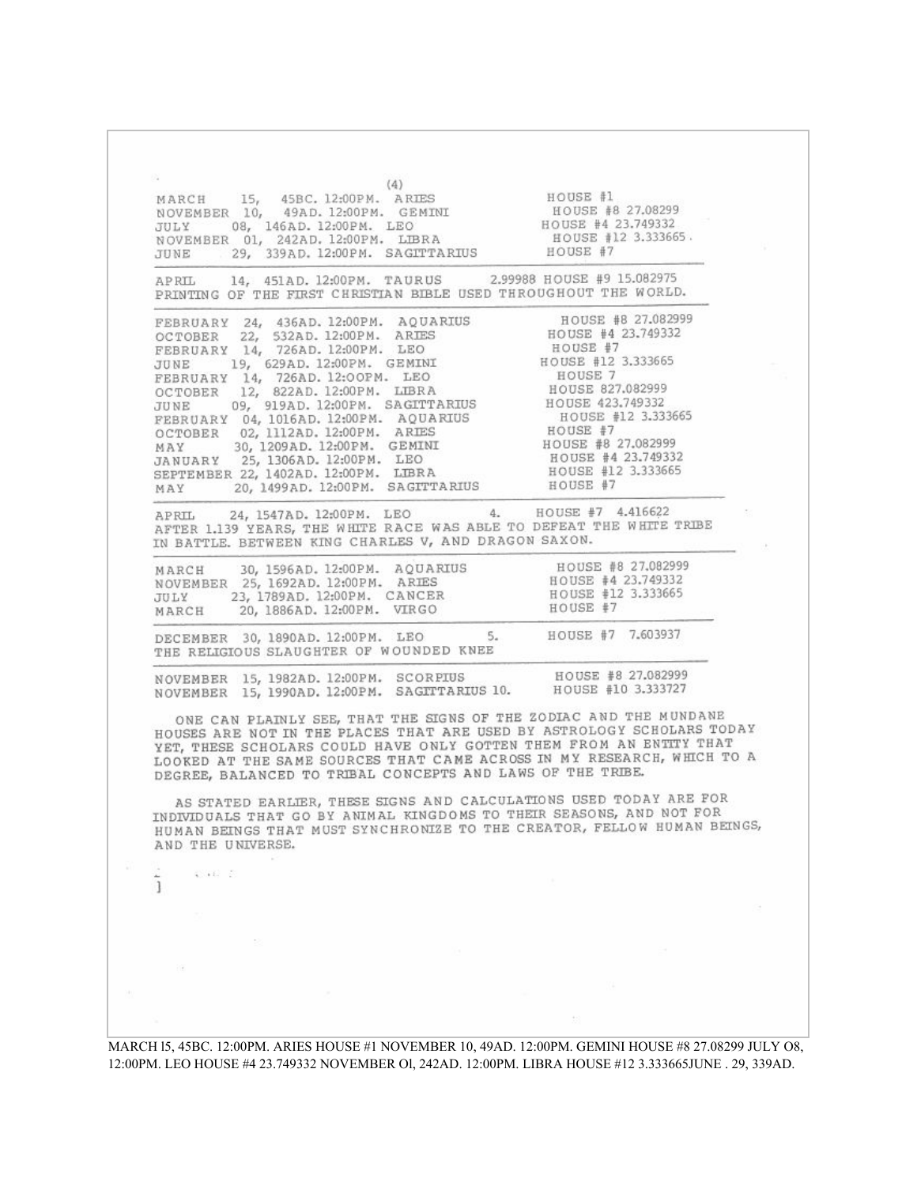(4)

| | |
|---|---|
| MARCH 15, 45BC. 12:00PM. ARIES | HOUSE #1 |
| NOVEMBER 10, 49AD. 12:00PM. GEMINI | HOUSE #8 27.08299 |
| JULY 08, 146AD. 12:00PM. LEO | HOUSE #4 23.749332 |
| NOVEMBER 01, 242AD. 12:00PM. LIBRA | HOUSE #12 3.333665. |
| JUNE 29, 339AD. 12:00PM. SAGITTARIUS | HOUSE #7 |

---

APRIL 14, 451AD. 12:00PM. TAURUS 2.99988 HOUSE #9 15.082975
PRINTING OF THE FIRST CHRISTIAN BIBLE USED THROUGHOUT THE WORLD.

---

| | |
|---|---|
| FEBRUARY 24, 436AD. 12:00PM. AQUARIUS | HOUSE #8 27.082999 |
| OCTOBER 22, 532AD. 12:00PM. ARIES | HOUSE #4 23.749332 |
| FEBRUARY 14, 726AD. 12:00PM. LEO | HOUSE #7 |
| JUNE 19, 629AD. 12:00PM. GEMINI | HOUSE #12 3.333665 |
| FEBRUARY 14, 726AD. 12:OOPM. LEO | HOUSE 7 |
| OCTOBER 12, 822AD. 12:00PM. LIBRA | HOUSE 827.082999 |
| JUNE 09, 919AD. 12:00PM. SAGITTARIUS | HOUSE 423.749332 |
| FEBRUARY 04, 1016AD. 12:00PM. AQUARIUS | HOUSE #12 3.333665 |
| OCTOBER 02, 1112AD. 12:00PM. ARIES | HOUSE #7 |
| MAY 30, 1209AD. 12:00PM. GEMINI | HOUSE #8 27.082999 |
| JANUARY 25, 1306AD. 12:00PM. LEO | HOUSE #4 23.749332 |
| SEPTEMBER 22, 1402AD. 12:00PM. LIBRA | HOUSE #12 3.333665 |
| MAY 20, 1499AD. 12:00PM. SAGITTARIUS | HOUSE #7 |

---

APRIL 24, 1547AD. 12:00PM. LEO 4. HOUSE #7 4.416622
AFTER 1.139 YEARS, THE WHITE RACE WAS ABLE TO DEFEAT THE WHITE TRIBE IN BATTLE. BETWEEN KING CHARLES V, AND DRAGON SAXON.

---

| | |
|---|---|
| MARCH 30, 1596AD. 12:00PM. AQUARIUS | HOUSE #8 27.082999 |
| NOVEMBER 25, 1692AD. 12:00PM. ARIES | HOUSE #4 23.749332 |
| JULY 23, 1789AD. 12:00PM. CANCER | HOUSE #12 3.333665 |
| MARCH 20, 1886AD. 12:00PM. VIRGO | HOUSE #7 |

---

DECEMBER 30, 1890AD. 12:00PM. LEO 5. HOUSE #7 7.603937
THE RELIGIOUS SLAUGHTER OF WOUNDED KNEE

---

| | |
|---|---|
| NOVEMBER 15, 1982AD. 12:00PM. SCORPIUS | HOUSE #8 27.082999 |
| NOVEMBER 15, 1990AD. 12:00PM. SAGITTARIUS 10. | HOUSE #10 3.333727 |

ONE CAN PLAINLY SEE, THAT THE SIGNS OF THE ZODIAC AND THE MUNDANE HOUSES ARE NOT IN THE PLACES THAT ARE USED BY ASTROLOGY SCHOLARS TODAY YET, THESE SCHOLARS COULD HAVE ONLY GOTTEN THEM FROM AN ENTITY THAT LOOKED AT THE SAME SOURCES THAT CAME ACROSS IN MY RESEARCH, WHICH TO A DEGREE, BALANCED TO TRIBAL CONCEPTS AND LAWS OF THE TRIBE.

AS STATED EARLIER, THESE SIGNS AND CALCULATIONS USED TODAY ARE FOR INDIVIDUALS THAT GO BY ANIMAL KINGDOMS TO THEIR SEASONS, AND NOT FOR HUMAN BEINGS THAT MUST SYNCHRONIZE TO THE CREATOR, FELLOW HUMAN BEINGS, AND THE UNIVERSE.

MARCH l5, 45BC. 12:00PM. ARIES HOUSE #1 NOVEMBER 10, 49AD. 12:00PM. GEMINI HOUSE #8 27.08299 JULY O8, 12:00PM. LEO HOUSE #4 23.749332 NOVEMBER Ol, 242AD. 12:00PM. LIBRA HOUSE #12 3.333665JUNE . 29, 339AD.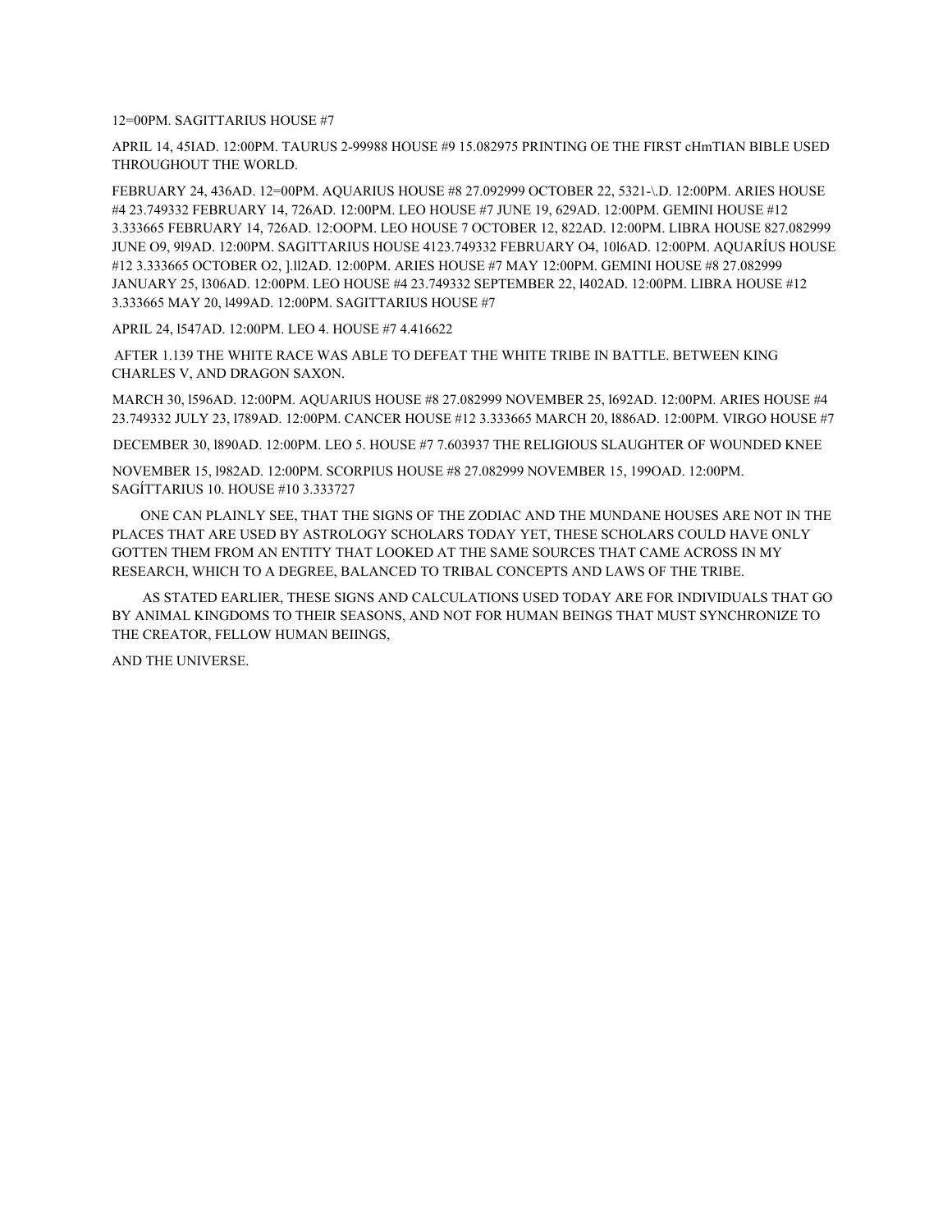12=00PM. SAGITTARIUS HOUSE #7

APRIL 14, 45lAD. 12:00PM. TAURUS 2-99988 HOUSE #9 15.082975 PRINTING OE THE FIRST cHmTIAN BIBLE USED THROUGHOUT THE WORLD.

FEBRUARY 24, 436AD. 12=00PM. AQUARIUS HOUSE #8 27.092999 OCTOBER 22, 5321-\.D. 12:00PM. ARIES HOUSE #4 23.749332 FEBRUARY 14, 726AD. 12:00PM. LEO HOUSE #7 JUNE 19, 629AD. 12:00PM. GEMINI HOUSE #12 3.333665 FEBRUARY 14, 726AD. 12:OOPM. LEO HOUSE 7 OCTOBER 12, 822AD. 12:00PM. LIBRA HOUSE 827.082999 JUNE O9, 9l9AD. 12:00PM. SAGITTARIUS HOUSE 4123.749332 FEBRUARY O4, 10l6AD. 12:00PM. AQUARÍUS HOUSE #12 3.333665 OCTOBER O2, ].ll2AD. 12:00PM. ARIES HOUSE #7 MAY 12:00PM. GEMINI HOUSE #8 27.082999 JANUARY 25, l306AD. 12:00PM. LEO HOUSE #4 23.749332 SEPTEMBER 22, l402AD. 12:00PM. LIBRA HOUSE #12 3.333665 MAY 20, l499AD. 12:00PM. SAGITTARIUS HOUSE #7

APRIL 24, l547AD. 12:00PM. LEO 4. HOUSE #7 4.416622

AFTER 1.139 THE WHITE RACE WAS ABLE TO DEFEAT THE WHITE TRIBE IN BATTLE. BETWEEN KING CHARLES V, AND DRAGON SAXON.

MARCH 30, l596AD. 12:00PM. AQUARIUS HOUSE #8 27.082999 NOVEMBER 25, l692AD. 12:00PM. ARIES HOUSE #4 23.749332 JULY 23, l789AD. 12:00PM. CANCER HOUSE #12 3.333665 MARCH 20, l886AD. 12:00PM. VIRGO HOUSE #7

DECEMBER 30, l890AD. 12:00PM. LEO 5. HOUSE #7 7.603937 THE RELIGIOUS SLAUGHTER OF WOUNDED KNEE

NOVEMBER 15, l982AD. 12:00PM. SCORPIUS HOUSE #8 27.082999 NOVEMBER 15, 199OAD. 12:00PM. SAGÍTTARIUS 10. HOUSE #10 3.333727

ONE CAN PLAINLY SEE, THAT THE SIGNS OF THE ZODIAC AND THE MUNDANE HOUSES ARE NOT IN THE PLACES THAT ARE USED BY ASTROLOGY SCHOLARS TODAY YET, THESE SCHOLARS COULD HAVE ONLY GOTTEN THEM FROM AN ENTITY THAT LOOKED AT THE SAME SOURCES THAT CAME ACROSS IN MY RESEARCH, WHICH TO A DEGREE, BALANCED TO TRIBAL CONCEPTS AND LAWS OF THE TRIBE.

AS STATED EARLIER, THESE SIGNS AND CALCULATIONS USED TODAY ARE FOR INDIVIDUALS THAT GO BY ANIMAL KINGDOMS TO THEIR SEASONS, AND NOT FOR HUMAN BEINGS THAT MUST SYNCHRONIZE TO THE CREATOR, FELLOW HUMAN BEIINGS,

AND THE UNIVERSE.